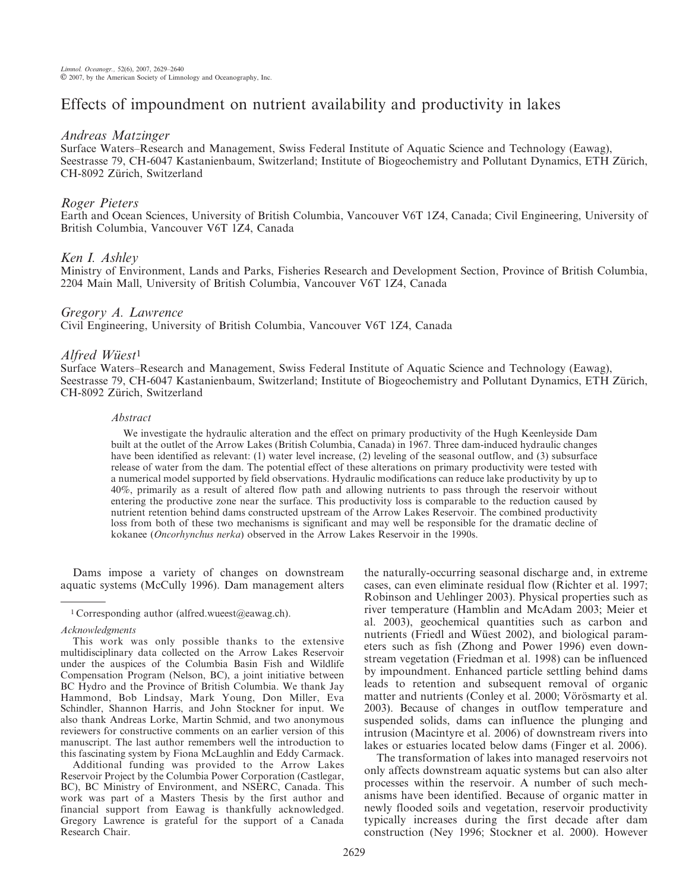# Effects of impoundment on nutrient availability and productivity in lakes

*Andreas Matzinger*
Surface Waters–Research and Management, Swiss Federal Institute of Aquatic Science and Technology (Eawag), Seestrasse 79, CH-6047 Kastanienbaum, Switzerland; Institute of Biogeochemistry and Pollutant Dynamics, ETH Zürich, CH-8092 Zürich, Switzerland

*Roger Pieters*
Earth and Ocean Sciences, University of British Columbia, Vancouver V6T 1Z4, Canada; Civil Engineering, University of British Columbia, Vancouver V6T 1Z4, Canada

*Ken I. Ashley*
Ministry of Environment, Lands and Parks, Fisheries Research and Development Section, Province of British Columbia, 2204 Main Mall, University of British Columbia, Vancouver V6T 1Z4, Canada

*Gregory A. Lawrence*
Civil Engineering, University of British Columbia, Vancouver V6T 1Z4, Canada

*Alfred Wüest*[1]
Surface Waters–Research and Management, Swiss Federal Institute of Aquatic Science and Technology (Eawag), Seestrasse 79, CH-6047 Kastanienbaum, Switzerland; Institute of Biogeochemistry and Pollutant Dynamics, ETH Zürich, CH-8092 Zürich, Switzerland

## Abstract

We investigate the hydraulic alteration and the effect on primary productivity of the Hugh Keenleyside Dam built at the outlet of the Arrow Lakes (British Columbia, Canada) in 1967. Three dam-induced hydraulic changes have been identified as relevant: (1) water level increase, (2) leveling of the seasonal outflow, and (3) subsurface release of water from the dam. The potential effect of these alterations on primary productivity were tested with a numerical model supported by field observations. Hydraulic modifications can reduce lake productivity by up to 40%, primarily as a result of altered flow path and allowing nutrients to pass through the reservoir without entering the productive zone near the surface. This productivity loss is comparable to the reduction caused by nutrient retention behind dams constructed upstream of the Arrow Lakes Reservoir. The combined productivity loss from both of these two mechanisms is significant and may well be responsible for the dramatic decline of kokanee (*Oncorhynchus nerka*) observed in the Arrow Lakes Reservoir in the 1990s.

Dams impose a variety of changes on downstream aquatic systems (McCully 1996). Dam management alters the naturally-occurring seasonal discharge and, in extreme cases, can even eliminate residual flow (Richter et al. 1997; Robinson and Uehlinger 2003). Physical properties such as river temperature (Hamblin and McAdam 2003; Meier et al. 2003), geochemical quantities such as carbon and nutrients (Friedl and Wüest 2002), and biological parameters such as fish (Zhong and Power 1996) even downstream vegetation (Friedman et al. 1998) can be influenced by impoundment. Enhanced particle settling behind dams leads to retention and subsequent removal of organic matter and nutrients (Conley et al. 2000; Vörösmarty et al. 2003). Because of changes in outflow temperature and suspended solids, dams can influence the plunging and intrusion (Macintyre et al. 2006) of downstream rivers into lakes or estuaries located below dams (Finger et al. 2006).

The transformation of lakes into managed reservoirs not only affects downstream aquatic systems but can also alter processes within the reservoir. A number of such mechanisms have been identified. Because of organic matter in newly flooded soils and vegetation, reservoir productivity typically increases during the first decade after dam construction (Ney 1996; Stockner et al. 2000). However

---

[1] Corresponding author (alfred.wueest@eawag.ch).

*Acknowledgments*

This work was only possible thanks to the extensive multidisciplinary data collected on the Arrow Lakes Reservoir under the auspices of the Columbia Basin Fish and Wildlife Compensation Program (Nelson, BC), a joint initiative between BC Hydro and the Province of British Columbia. We thank Jay Hammond, Bob Lindsay, Mark Young, Don Miller, Eva Schindler, Shannon Harris, and John Stockner for input. We also thank Andreas Lorke, Martin Schmid, and two anonymous reviewers for constructive comments on an earlier version of this manuscript. The last author remembers well the introduction to this fascinating system by Fiona McLaughlin and Eddy Carmack.

Additional funding was provided to the Arrow Lakes Reservoir Project by the Columbia Power Corporation (Castlegar, BC), BC Ministry of Environment, and NSERC, Canada. This work was part of a Masters Thesis by the first author and financial support from Eawag is thankfully acknowledged. Gregory Lawrence is grateful for the support of a Canada Research Chair.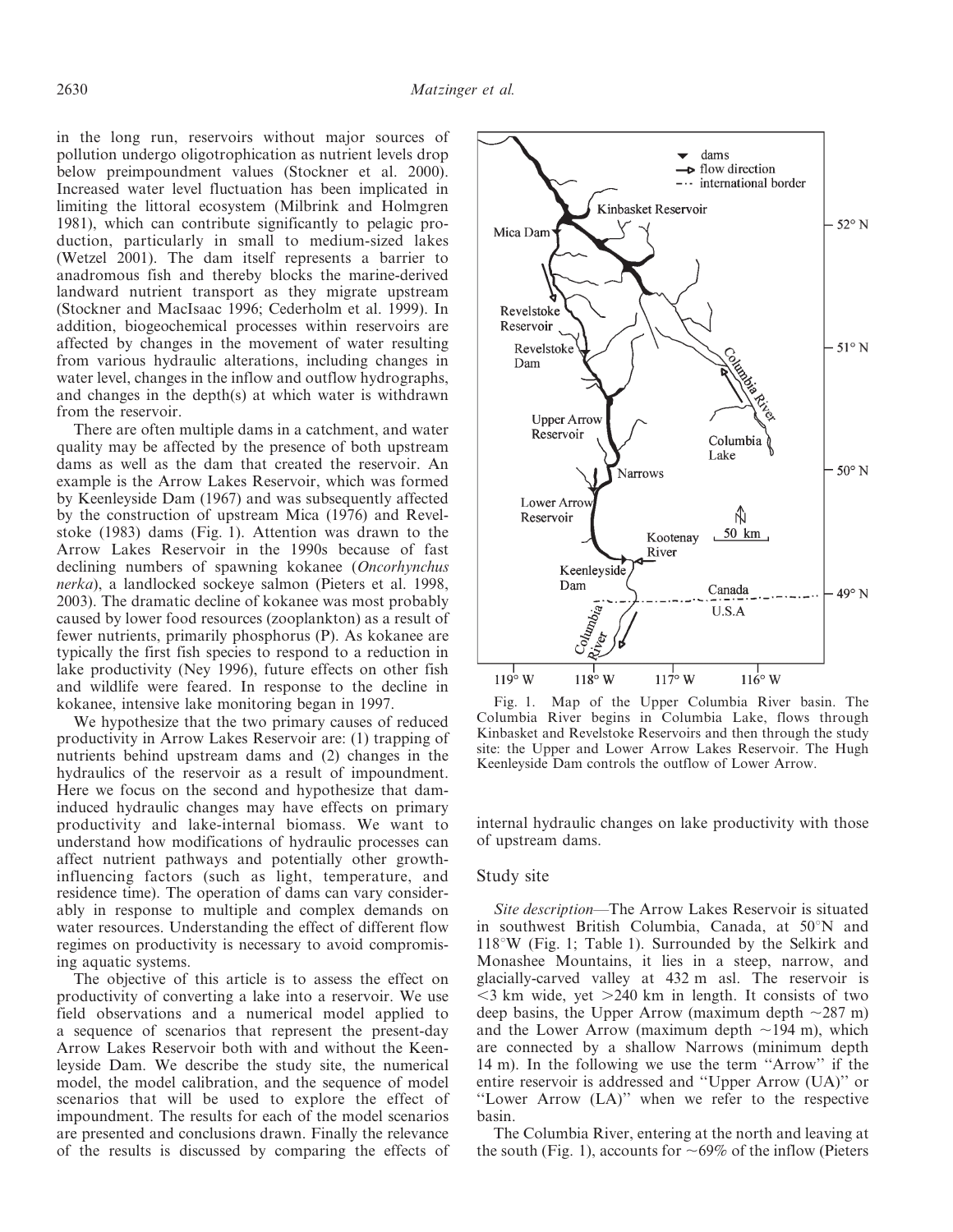in the long run, reservoirs without major sources of pollution undergo oligotrophication as nutrient levels drop below preimpoundment values (Stockner et al. 2000). Increased water level fluctuation has been implicated in limiting the littoral ecosystem (Milbrink and Holmgren 1981), which can contribute significantly to pelagic production, particularly in small to medium-sized lakes (Wetzel 2001). The dam itself represents a barrier to anadromous fish and thereby blocks the marine-derived landward nutrient transport as they migrate upstream (Stockner and MacIsaac 1996; Cederholm et al. 1999). In addition, biogeochemical processes within reservoirs are affected by changes in the movement of water resulting from various hydraulic alterations, including changes in water level, changes in the inflow and outflow hydrographs, and changes in the depth(s) at which water is withdrawn from the reservoir.

There are often multiple dams in a catchment, and water quality may be affected by the presence of both upstream dams as well as the dam that created the reservoir. An example is the Arrow Lakes Reservoir, which was formed by Keenleyside Dam (1967) and was subsequently affected by the construction of upstream Mica (1976) and Revelstoke (1983) dams (Fig. 1). Attention was drawn to the Arrow Lakes Reservoir in the 1990s because of fast declining numbers of spawning kokanee (*Oncorhynchus nerka*), a landlocked sockeye salmon (Pieters et al. 1998, 2003). The dramatic decline of kokanee was most probably caused by lower food resources (zooplankton) as a result of fewer nutrients, primarily phosphorus (P). As kokanee are typically the first fish species to respond to a reduction in lake productivity (Ney 1996), future effects on other fish and wildlife were feared. In response to the decline in kokanee, intensive lake monitoring began in 1997.

We hypothesize that the two primary causes of reduced productivity in Arrow Lakes Reservoir are: (1) trapping of nutrients behind upstream dams and (2) changes in the hydraulics of the reservoir as a result of impoundment. Here we focus on the second and hypothesize that dam-induced hydraulic changes may have effects on primary productivity and lake-internal biomass. We want to understand how modifications of hydraulic processes can affect nutrient pathways and potentially other growth-influencing factors (such as light, temperature, and residence time). The operation of dams can vary considerably in response to multiple and complex demands on water resources. Understanding the effect of different flow regimes on productivity is necessary to avoid compromising aquatic systems.

The objective of this article is to assess the effect on productivity of converting a lake into a reservoir. We use field observations and a numerical model applied to a sequence of scenarios that represent the present-day Arrow Lakes Reservoir both with and without the Keenleyside Dam. We describe the study site, the numerical model, the model calibration, and the sequence of model scenarios that will be used to explore the effect of impoundment. The results for each of the model scenarios are presented and conclusions drawn. Finally the relevance of the results is discussed by comparing the effects of internal hydraulic changes on lake productivity with those of upstream dams.

Fig. 1. Map of the Upper Columbia River basin. The Columbia River begins in Columbia Lake, flows through Kinbasket and Revelstoke Reservoirs and then through the study site: the Upper and Lower Arrow Lakes Reservoir. The Hugh Keenleyside Dam controls the outflow of Lower Arrow.

## Study site

*Site description*—The Arrow Lakes Reservoir is situated in southwest British Columbia, Canada, at 50°N and 118°W (Fig. 1; Table 1). Surrounded by the Selkirk and Monashee Mountains, it lies in a steep, narrow, and glacially-carved valley at 432 m asl. The reservoir is <3 km wide, yet >240 km in length. It consists of two deep basins, the Upper Arrow (maximum depth ~287 m) and the Lower Arrow (maximum depth ~194 m), which are connected by a shallow Narrows (minimum depth 14 m). In the following we use the term "Arrow" if the entire reservoir is addressed and "Upper Arrow (UA)" or "Lower Arrow (LA)" when we refer to the respective basin.

The Columbia River, entering at the north and leaving at the south (Fig. 1), accounts for ~69% of the inflow (Pieters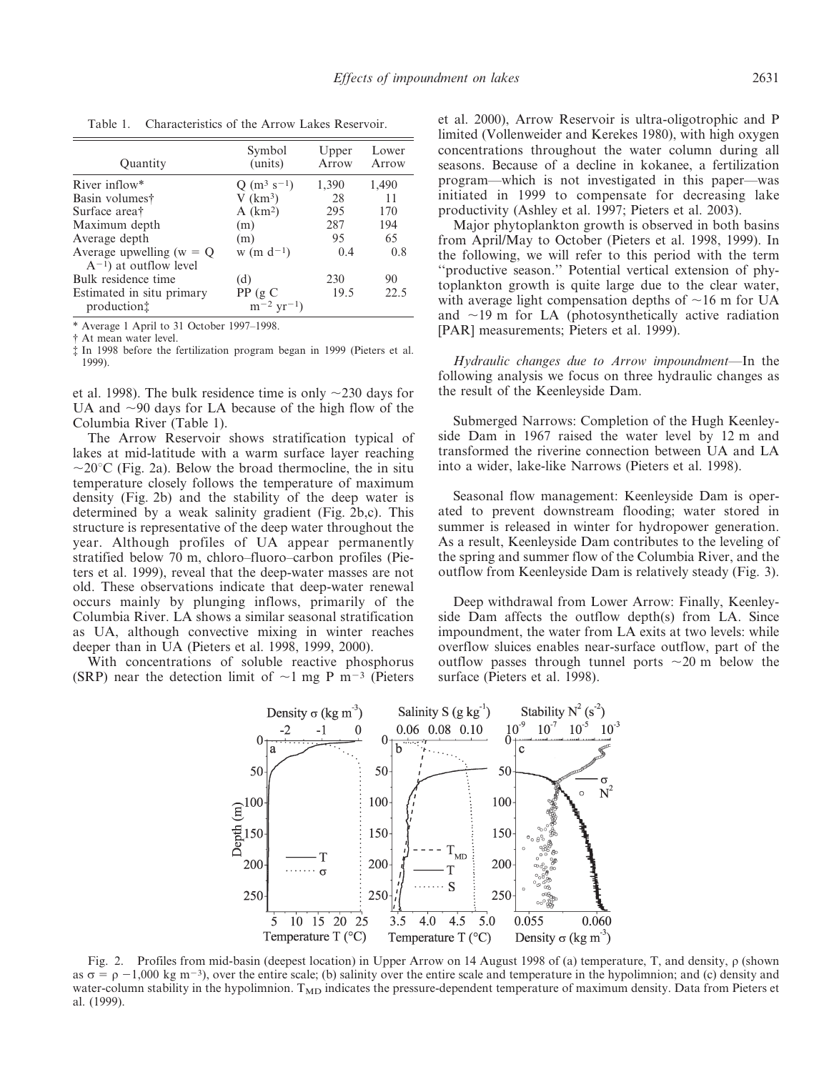Table 1. Characteristics of the Arrow Lakes Reservoir.

| Quantity | Symbol (units) | Upper Arrow | Lower Arrow |
|---|---|---|---|
| River inflow* | Q ($m^3$ $s^{-1}$) | 1,390 | 1,490 |
| Basin volumes† | V ($km^3$) | 28 | 11 |
| Surface area† | A ($km^2$) | 295 | 170 |
| Maximum depth | (m) | 287 | 194 |
| Average depth | (m) | 95 | 65 |
| Average upwelling (w = Q $A^{-1}$) at outflow level | w (m $d^{-1}$) | 0.4 | 0.8 |
| Bulk residence time | (d) | 230 | 90 |
| Estimated in situ primary production‡ | PP (g C $m^{-2}$ $yr^{-1}$) | 19.5 | 22.5 |

\* Average 1 April to 31 October 1997–1998.
† At mean water level.
‡ In 1998 before the fertilization program began in 1999 (Pieters et al. 1999).

et al. 1998). The bulk residence time is only ~230 days for UA and ~90 days for LA because of the high flow of the Columbia River (Table 1).

The Arrow Reservoir shows stratification typical of lakes at mid-latitude with a warm surface layer reaching ~20°C (Fig. 2a). Below the broad thermocline, the in situ temperature closely follows the temperature of maximum density (Fig. 2b) and the stability of the deep water is determined by a weak salinity gradient (Fig. 2b,c). This structure is representative of the deep water throughout the year. Although profiles of UA appear permanently stratified below 70 m, chloro–fluoro–carbon profiles (Pieters et al. 1999), reveal that the deep-water masses are not old. These observations indicate that deep-water renewal occurs mainly by plunging inflows, primarily of the Columbia River. LA shows a similar seasonal stratification as UA, although convective mixing in winter reaches deeper than in UA (Pieters et al. 1998, 1999, 2000).

With concentrations of soluble reactive phosphorus (SRP) near the detection limit of ~1 mg P $m^{-3}$ (Pieters et al. 2000), Arrow Reservoir is ultra-oligotrophic and P limited (Vollenweider and Kerekes 1980), with high oxygen concentrations throughout the water column during all seasons. Because of a decline in kokanee, a fertilization program—which is not investigated in this paper—was initiated in 1999 to compensate for decreasing lake productivity (Ashley et al. 1997; Pieters et al. 2003).

Major phytoplankton growth is observed in both basins from April/May to October (Pieters et al. 1998, 1999). In the following, we will refer to this period with the term "productive season." Potential vertical extension of phytoplankton growth is quite large due to the clear water, with average light compensation depths of ~16 m for UA and ~19 m for LA (photosynthetically active radiation [PAR] measurements; Pieters et al. 1999).

*Hydraulic changes due to Arrow impoundment*—In the following analysis we focus on three hydraulic changes as the result of the Keenleyside Dam.

Submerged Narrows: Completion of the Hugh Keenleyside Dam in 1967 raised the water level by 12 m and transformed the riverine connection between UA and LA into a wider, lake-like Narrows (Pieters et al. 1998).

Seasonal flow management: Keenleyside Dam is operated to prevent downstream flooding; water stored in summer is released in winter for hydropower generation. As a result, Keenleyside Dam contributes to the leveling of the spring and summer flow of the Columbia River, and the outflow from Keenleyside Dam is relatively steady (Fig. 3).

Deep withdrawal from Lower Arrow: Finally, Keenleyside Dam affects the outflow depth(s) from LA. Since impoundment, the water from LA exits at two levels: while overflow sluices enables near-surface outflow, part of the outflow passes through tunnel ports ~20 m below the surface (Pieters et al. 1998).

Fig. 2. Profiles from mid-basin (deepest location) in Upper Arrow on 14 August 1998 of (a) temperature, T, and density, ρ (shown as σ = ρ −1,000 kg $m^{-3}$), over the entire scale; (b) salinity over the entire scale and temperature in the hypolimnion; and (c) density and water-column stability in the hypolimnion. $T_{MD}$ indicates the pressure-dependent temperature of maximum density. Data from Pieters et al. (1999).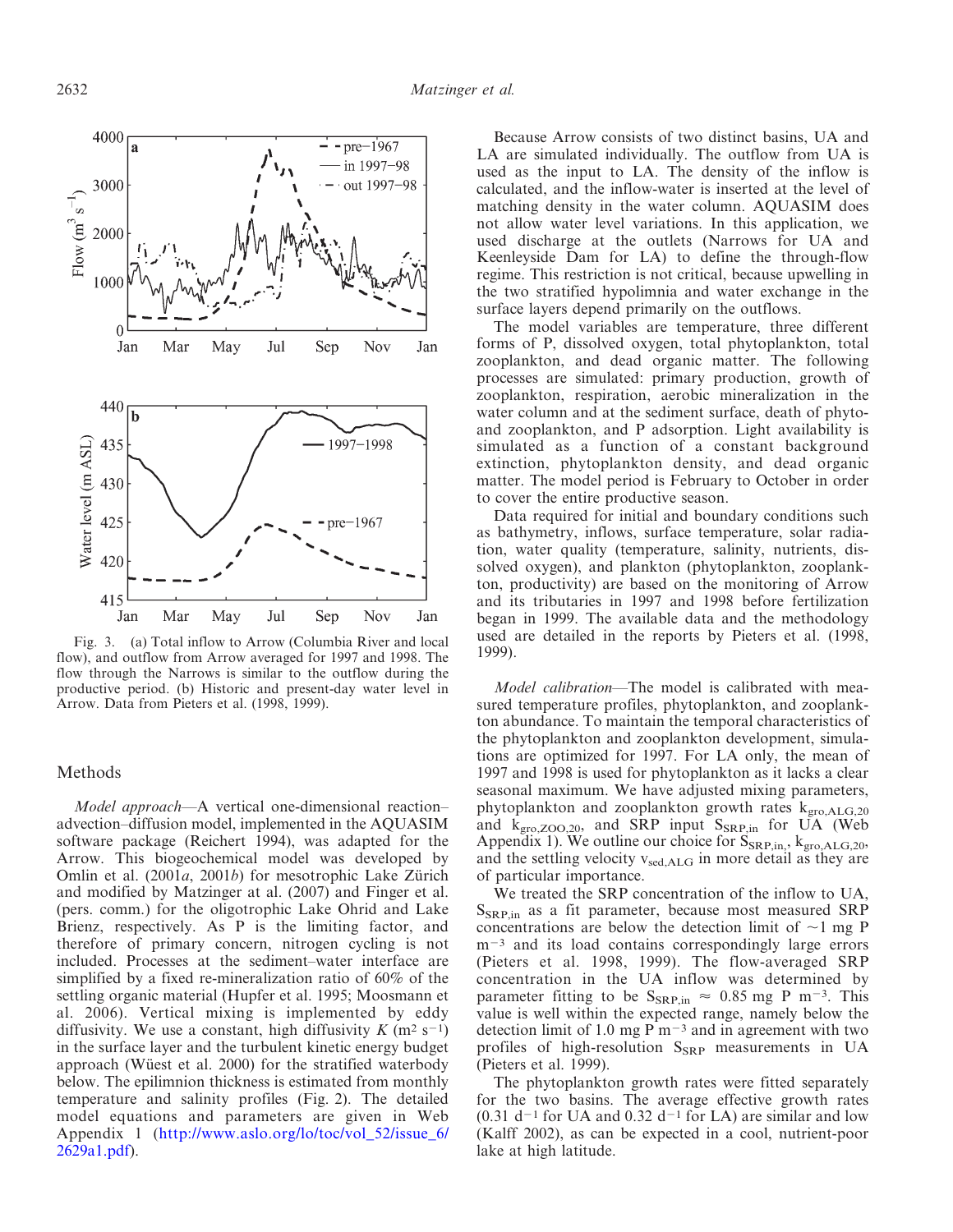Fig. 3. (a) Total inflow to Arrow (Columbia River and local flow), and outflow from Arrow averaged for 1997 and 1998. The flow through the Narrows is similar to the outflow during the productive period. (b) Historic and present-day water level in Arrow. Data from Pieters et al. (1998, 1999).

## Methods

*Model approach*—A vertical one-dimensional reaction–advection–diffusion model, implemented in the AQUASIM software package (Reichert 1994), was adapted for the Arrow. This biogeochemical model was developed by Omlin et al. (2001*a*, 2001*b*) for mesotrophic Lake Zürich and modified by Matzinger at al. (2007) and Finger et al. (pers. comm.) for the oligotrophic Lake Ohrid and Lake Brienz, respectively. As P is the limiting factor, and therefore of primary concern, nitrogen cycling is not included. Processes at the sediment–water interface are simplified by a fixed re-mineralization ratio of 60% of the settling organic material (Hupfer et al. 1995; Moosmann et al. 2006). Vertical mixing is implemented by eddy diffusivity. We use a constant, high diffusivity $K$ ($m^2$ $s^{-1}$) in the surface layer and the turbulent kinetic energy budget approach (Wüest et al. 2000) for the stratified waterbody below. The epilimnion thickness is estimated from monthly temperature and salinity profiles (Fig. 2). The detailed model equations and parameters are given in Web Appendix 1 (http://www.aslo.org/lo/toc/vol_52/issue_6/2629a1.pdf).

Because Arrow consists of two distinct basins, UA and LA are simulated individually. The outflow from UA is used as the input to LA. The density of the inflow is calculated, and the inflow-water is inserted at the level of matching density in the water column. AQUASIM does not allow water level variations. In this application, we used discharge at the outlets (Narrows for UA and Keenleyside Dam for LA) to define the through-flow regime. This restriction is not critical, because upwelling in the two stratified hypolimnia and water exchange in the surface layers depend primarily on the outflows.

The model variables are temperature, three different forms of P, dissolved oxygen, total phytoplankton, total zooplankton, and dead organic matter. The following processes are simulated: primary production, growth of zooplankton, respiration, aerobic mineralization in the water column and at the sediment surface, death of phyto- and zooplankton, and P adsorption. Light availability is simulated as a function of a constant background extinction, phytoplankton density, and dead organic matter. The model period is February to October in order to cover the entire productive season.

Data required for initial and boundary conditions such as bathymetry, inflows, surface temperature, solar radiation, water quality (temperature, salinity, nutrients, dissolved oxygen), and plankton (phytoplankton, zooplankton, productivity) are based on the monitoring of Arrow and its tributaries in 1997 and 1998 before fertilization began in 1999. The available data and the methodology used are detailed in the reports by Pieters et al. (1998, 1999).

*Model calibration*—The model is calibrated with measured temperature profiles, phytoplankton, and zooplankton abundance. To maintain the temporal characteristics of the phytoplankton and zooplankton development, simulations are optimized for 1997. For LA only, the mean of 1997 and 1998 is used for phytoplankton as it lacks a clear seasonal maximum. We have adjusted mixing parameters, phytoplankton and zooplankton growth rates $k_{gro,ALG,20}$ and $k_{gro,ZOO,20}$, and SRP input $S_{SRP,in}$ for UA (Web Appendix 1). We outline our choice for $S_{SRP,in}$, $k_{gro,ALG,20}$, and the settling velocity $v_{sed,ALG}$ in more detail as they are of particular importance.

We treated the SRP concentration of the inflow to UA, $S_{SRP,in}$ as a fit parameter, because most measured SRP concentrations are below the detection limit of ~1 mg P $m^{-3}$ and its load contains correspondingly large errors (Pieters et al. 1998, 1999). The flow-averaged SRP concentration in the UA inflow was determined by parameter fitting to be $S_{SRP,in} \approx 0.85$ mg P $m^{-3}$. This value is well within the expected range, namely below the detection limit of 1.0 mg P $m^{-3}$ and in agreement with two profiles of high-resolution $S_{SRP}$ measurements in UA (Pieters et al. 1999).

The phytoplankton growth rates were fitted separately for the two basins. The average effective growth rates (0.31 $d^{-1}$ for UA and 0.32 $d^{-1}$ for LA) are similar and low (Kalff 2002), as can be expected in a cool, nutrient-poor lake at high latitude.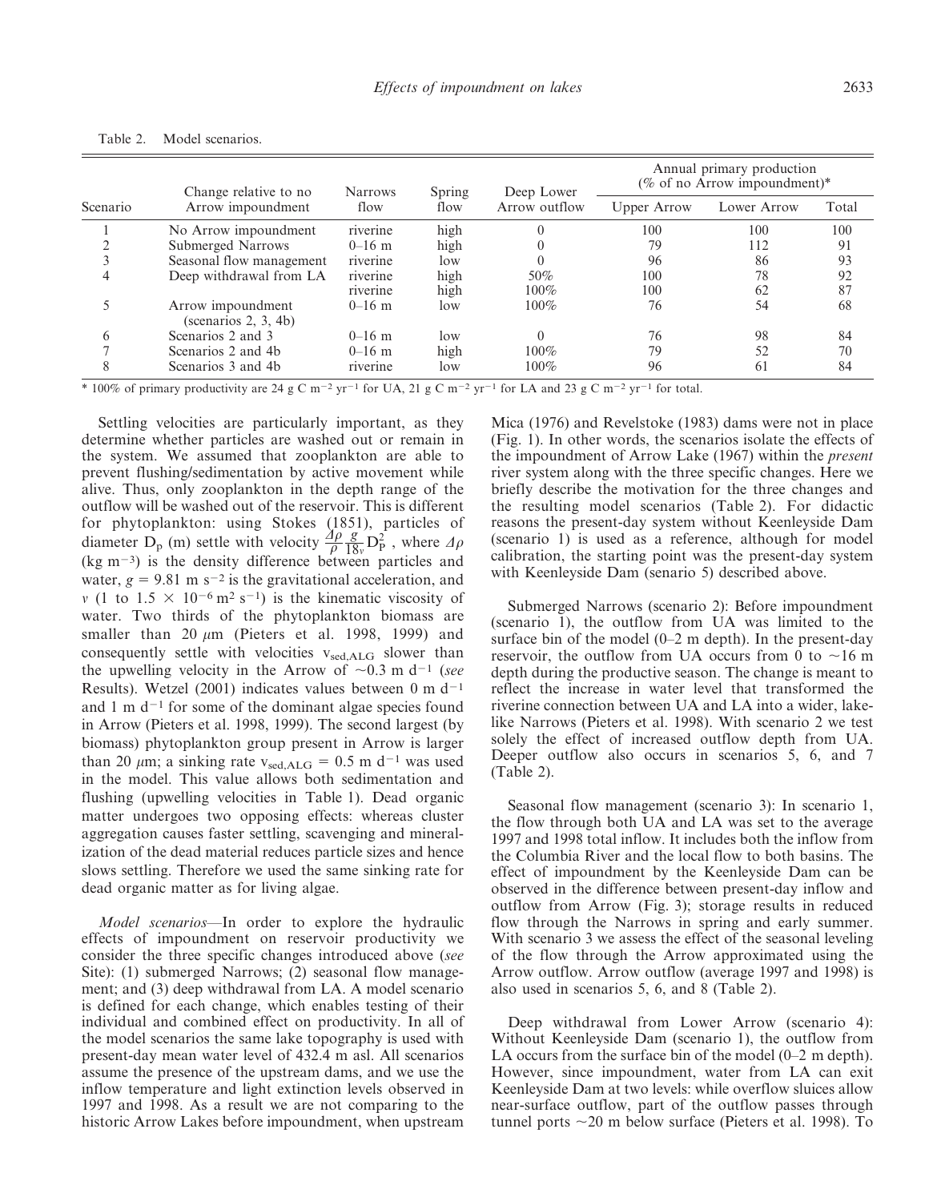Table 2. Model scenarios.

| Scenario | Change relative to no Arrow impoundment | Narrows flow | Spring flow | Deep Lower Arrow outflow | Annual primary production (% of no Arrow impoundment)* | | |
|---|---|---|---|---|---|---|---|
| | | | | | Upper Arrow | Lower Arrow | Total |
| 1 | No Arrow impoundment | riverine | high | 0 | 100 | 100 | 100 |
| 2 | Submerged Narrows | 0–16 m | high | 0 | 79 | 112 | 91 |
| 3 | Seasonal flow management | riverine | low | 0 | 96 | 86 | 93 |
| 4 | Deep withdrawal from LA | riverine | high | 50% | 100 | 78 | 92 |
| | | riverine | high | 100% | 100 | 62 | 87 |
| 5 | Arrow impoundment (scenarios 2, 3, 4b) | 0–16 m | low | 100% | 76 | 54 | 68 |
| 6 | Scenarios 2 and 3 | 0–16 m | low | 0 | 76 | 98 | 84 |
| 7 | Scenarios 2 and 4b | 0–16 m | high | 100% | 79 | 52 | 70 |
| 8 | Scenarios 3 and 4b | riverine | low | 100% | 96 | 61 | 84 |

\* 100% of primary productivity are 24 g C $m^{-2}$ $yr^{-1}$ for UA, 21 g C $m^{-2}$ $yr^{-1}$ for LA and 23 g C $m^{-2}$ $yr^{-1}$ for total.

Settling velocities are particularly important, as they determine whether particles are washed out or remain in the system. We assumed that zooplankton are able to prevent flushing/sedimentation by active movement while alive. Thus, only zooplankton in the depth range of the outflow will be washed out of the reservoir. This is different for phytoplankton: using Stokes (1851), particles of diameter $D_p$ (m) settle with velocity $\frac{\Delta\rho}{\rho}\frac{g}{18\nu}D_P^2$, where $\Delta\rho$ (kg $m^{-3}$) is the density difference between particles and water, $g = 9.81$ m $s^{-2}$ is the gravitational acceleration, and $\nu$ (1 to $1.5 \times 10^{-6}$ $m^2$ $s^{-1}$) is the kinematic viscosity of water. Two thirds of the phytoplankton biomass are smaller than 20 $\mu$m (Pieters et al. 1998, 1999) and consequently settle with velocities $v_{sed,ALG}$ slower than the upwelling velocity in the Arrow of ~0.3 m $d^{-1}$ (*see* Results). Wetzel (2001) indicates values between 0 m $d^{-1}$ and 1 m $d^{-1}$ for some of the dominant algae species found in Arrow (Pieters et al. 1998, 1999). The second largest (by biomass) phytoplankton group present in Arrow is larger than 20 $\mu$m; a sinking rate $v_{sed,ALG} = 0.5$ m $d^{-1}$ was used in the model. This value allows both sedimentation and flushing (upwelling velocities in Table 1). Dead organic matter undergoes two opposing effects: whereas cluster aggregation causes faster settling, scavenging and mineralization of the dead material reduces particle sizes and hence slows settling. Therefore we used the same sinking rate for dead organic matter as for living algae.

*Model scenarios*—In order to explore the hydraulic effects of impoundment on reservoir productivity we consider the three specific changes introduced above (*see* Site): (1) submerged Narrows; (2) seasonal flow management; and (3) deep withdrawal from LA. A model scenario is defined for each change, which enables testing of their individual and combined effect on productivity. In all of the model scenarios the same lake topography is used with present-day mean water level of 432.4 m asl. All scenarios assume the presence of the upstream dams, and we use the inflow temperature and light extinction levels observed in 1997 and 1998. As a result we are not comparing to the historic Arrow Lakes before impoundment, when upstream Mica (1976) and Revelstoke (1983) dams were not in place (Fig. 1). In other words, the scenarios isolate the effects of the impoundment of Arrow Lake (1967) within the *present* river system along with the three specific changes. Here we briefly describe the motivation for the three changes and the resulting model scenarios (Table 2). For didactic reasons the present-day system without Keenleyside Dam (scenario 1) is used as a reference, although for model calibration, the starting point was the present-day system with Keenleyside Dam (senario 5) described above.

Submerged Narrows (scenario 2): Before impoundment (scenario 1), the outflow from UA was limited to the surface bin of the model (0–2 m depth). In the present-day reservoir, the outflow from UA occurs from 0 to ~16 m depth during the productive season. The change is meant to reflect the increase in water level that transformed the riverine connection between UA and LA into a wider, lake-like Narrows (Pieters et al. 1998). With scenario 2 we test solely the effect of increased outflow depth from UA. Deeper outflow also occurs in scenarios 5, 6, and 7 (Table 2).

Seasonal flow management (scenario 3): In scenario 1, the flow through both UA and LA was set to the average 1997 and 1998 total inflow. It includes both the inflow from the Columbia River and the local flow to both basins. The effect of impoundment by the Keenleyside Dam can be observed in the difference between present-day inflow and outflow from Arrow (Fig. 3); storage results in reduced flow through the Narrows in spring and early summer. With scenario 3 we assess the effect of the seasonal leveling of the flow through the Arrow approximated using the Arrow outflow. Arrow outflow (average 1997 and 1998) is also used in scenarios 5, 6, and 8 (Table 2).

Deep withdrawal from Lower Arrow (scenario 4): Without Keenleyside Dam (scenario 1), the outflow from LA occurs from the surface bin of the model (0–2 m depth). However, since impoundment, water from LA can exit Keenleyside Dam at two levels: while overflow sluices allow near-surface outflow, part of the outflow passes through tunnel ports ~20 m below surface (Pieters et al. 1998). To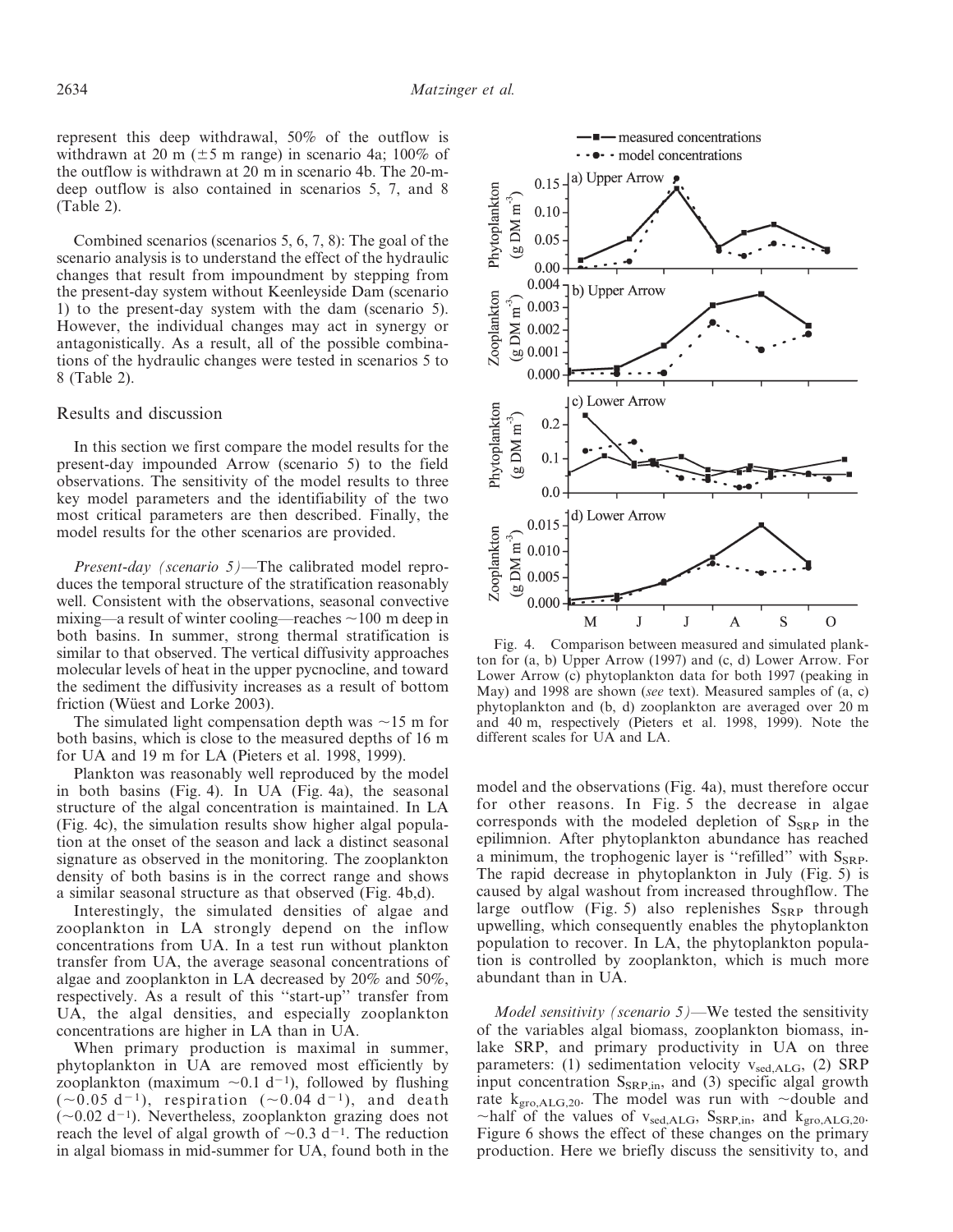represent this deep withdrawal, 50% of the outflow is withdrawn at 20 m (±5 m range) in scenario 4a; 100% of the outflow is withdrawn at 20 m in scenario 4b. The 20-m-deep outflow is also contained in scenarios 5, 7, and 8 (Table 2).

Combined scenarios (scenarios 5, 6, 7, 8): The goal of the scenario analysis is to understand the effect of the hydraulic changes that result from impoundment by stepping from the present-day system without Keenleyside Dam (scenario 1) to the present-day system with the dam (scenario 5). However, the individual changes may act in synergy or antagonistically. As a result, all of the possible combinations of the hydraulic changes were tested in scenarios 5 to 8 (Table 2).

## Results and discussion

In this section we first compare the model results for the present-day impounded Arrow (scenario 5) to the field observations. The sensitivity of the model results to three key model parameters and the identifiability of the two most critical parameters are then described. Finally, the model results for the other scenarios are provided.

*Present-day (scenario 5)*—The calibrated model reproduces the temporal structure of the stratification reasonably well. Consistent with the observations, seasonal convective mixing—a result of winter cooling—reaches ~100 m deep in both basins. In summer, strong thermal stratification is similar to that observed. The vertical diffusivity approaches molecular levels of heat in the upper pycnocline, and toward the sediment the diffusivity increases as a result of bottom friction (Wüest and Lorke 2003).

The simulated light compensation depth was ~15 m for both basins, which is close to the measured depths of 16 m for UA and 19 m for LA (Pieters et al. 1998, 1999).

Plankton was reasonably well reproduced by the model in both basins (Fig. 4). In UA (Fig. 4a), the seasonal structure of the algal concentration is maintained. In LA (Fig. 4c), the simulation results show higher algal population at the onset of the season and lack a distinct seasonal signature as observed in the monitoring. The zooplankton density of both basins is in the correct range and shows a similar seasonal structure as that observed (Fig. 4b,d).

Interestingly, the simulated densities of algae and zooplankton in LA strongly depend on the inflow concentrations from UA. In a test run without plankton transfer from UA, the average seasonal concentrations of algae and zooplankton in LA decreased by 20% and 50%, respectively. As a result of this ''start-up'' transfer from UA, the algal densities, and especially zooplankton concentrations are higher in LA than in UA.

When primary production is maximal in summer, phytoplankton in UA are removed most efficiently by zooplankton (maximum ~0.1 $d^{-1}$), followed by flushing (~0.05 $d^{-1}$), respiration (~0.04 $d^{-1}$), and death (~0.02 $d^{-1}$). Nevertheless, zooplankton grazing does not reach the level of algal growth of ~0.3 $d^{-1}$. The reduction in algal biomass in mid-summer for UA, found both in the

Fig. 4. Comparison between measured and simulated plankton for (a, b) Upper Arrow (1997) and (c, d) Lower Arrow. For Lower Arrow (c) phytoplankton data for both 1997 (peaking in May) and 1998 are shown (*see* text). Measured samples of (a, c) phytoplankton and (b, d) zooplankton are averaged over 20 m and 40 m, respectively (Pieters et al. 1998, 1999). Note the different scales for UA and LA.

model and the observations (Fig. 4a), must therefore occur for other reasons. In Fig. 5 the decrease in algae corresponds with the modeled depletion of $S_{SRP}$ in the epilimnion. After phytoplankton abundance has reached a minimum, the trophogenic layer is ''refilled'' with $S_{SRP}$. The rapid decrease in phytoplankton in July (Fig. 5) is caused by algal washout from increased throughflow. The large outflow (Fig. 5) also replenishes $S_{SRP}$ through upwelling, which consequently enables the phytoplankton population to recover. In LA, the phytoplankton population is controlled by zooplankton, which is much more abundant than in UA.

*Model sensitivity (scenario 5)*—We tested the sensitivity of the variables algal biomass, zooplankton biomass, in-lake SRP, and primary productivity in UA on three parameters: (1) sedimentation velocity $v_{sed,ALG}$, (2) SRP input concentration $S_{SRP,in}$, and (3) specific algal growth rate $k_{gro,ALG,20}$. The model was run with ~double and ~half of the values of $v_{sed,ALG}$, $S_{SRP,in}$, and $k_{gro,ALG,20}$. Figure 6 shows the effect of these changes on the primary production. Here we briefly discuss the sensitivity to, and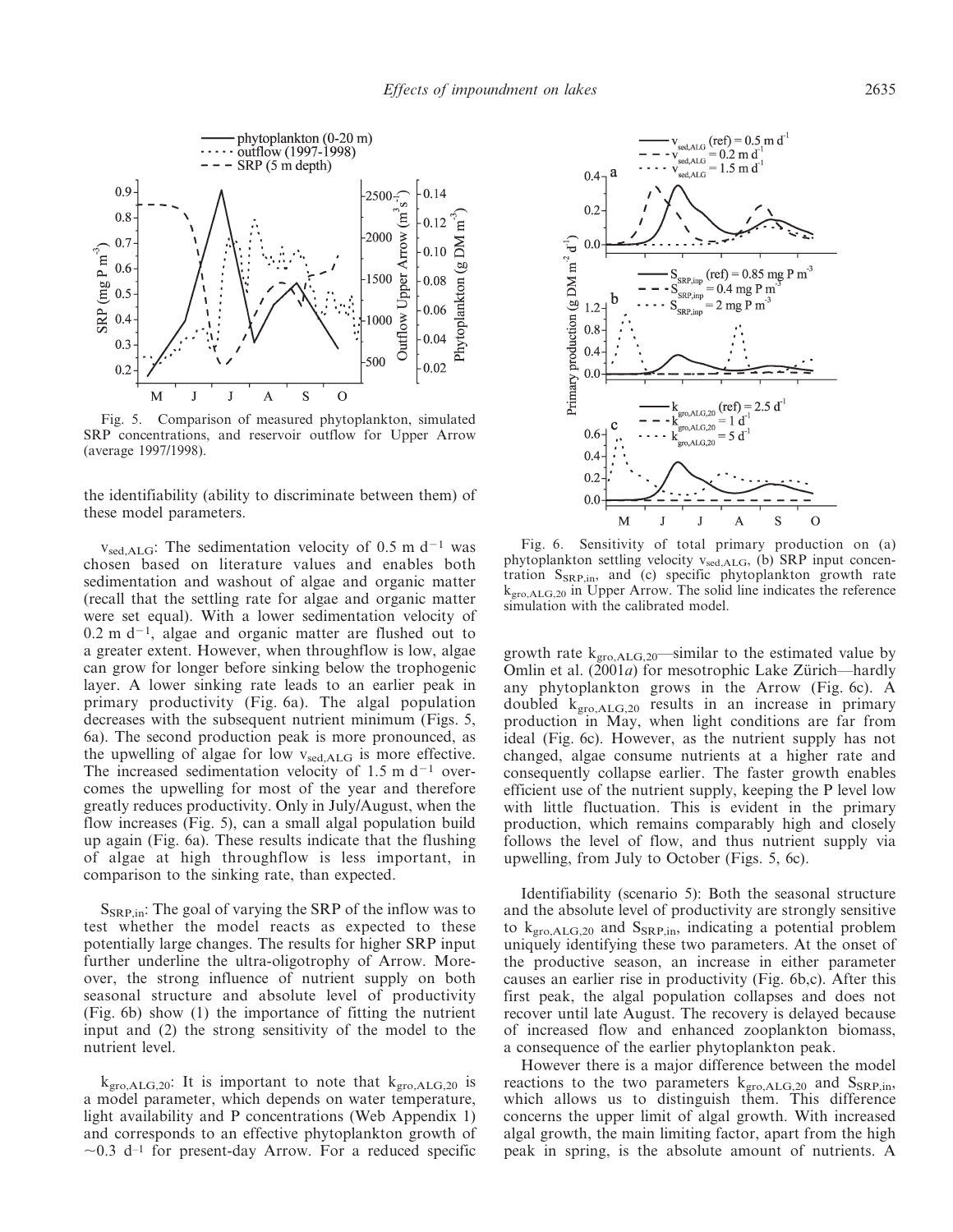Fig. 5. Comparison of measured phytoplankton, simulated SRP concentrations, and reservoir outflow for Upper Arrow (average 1997/1998).

the identifiability (ability to discriminate between them) of these model parameters.

$v_{sed,ALG}$: The sedimentation velocity of 0.5 m $d^{-1}$ was chosen based on literature values and enables both sedimentation and washout of algae and organic matter (recall that the settling rate for algae and organic matter were set equal). With a lower sedimentation velocity of 0.2 m $d^{-1}$, algae and organic matter are flushed out to a greater extent. However, when throughflow is low, algae can grow for longer before sinking below the trophogenic layer. A lower sinking rate leads to an earlier peak in primary productivity (Fig. 6a). The algal population decreases with the subsequent nutrient minimum (Figs. 5, 6a). The second production peak is more pronounced, as the upwelling of algae for low $v_{sed,ALG}$ is more effective. The increased sedimentation velocity of 1.5 m $d^{-1}$ overcomes the upwelling for most of the year and therefore greatly reduces productivity. Only in July/August, when the flow increases (Fig. 5), can a small algal population build up again (Fig. 6a). These results indicate that the flushing of algae at high throughflow is less important, in comparison to the sinking rate, than expected.

$S_{SRP,in}$: The goal of varying the SRP of the inflow was to test whether the model reacts as expected to these potentially large changes. The results for higher SRP input further underline the ultra-oligotrophy of Arrow. Moreover, the strong influence of nutrient supply on both seasonal structure and absolute level of productivity (Fig. 6b) show (1) the importance of fitting the nutrient input and (2) the strong sensitivity of the model to the nutrient level.

$k_{gro,ALG,20}$: It is important to note that $k_{gro,ALG,20}$ is a model parameter, which depends on water temperature, light availability and P concentrations (Web Appendix 1) and corresponds to an effective phytoplankton growth of ~0.3 $d^{-1}$ for present-day Arrow. For a reduced specific growth rate $k_{gro,ALG,20}$—similar to the estimated value by Omlin et al. (2001*a*) for mesotrophic Lake Zürich—hardly any phytoplankton grows in the Arrow (Fig. 6c). A doubled $k_{gro,ALG,20}$ results in an increase in primary production in May, when light conditions are far from ideal (Fig. 6c). However, as the nutrient supply has not changed, algae consume nutrients at a higher rate and consequently collapse earlier. The faster growth enables efficient use of the nutrient supply, keeping the P level low with little fluctuation. This is evident in the primary production, which remains comparably high and closely follows the level of flow, and thus nutrient supply via upwelling, from July to October (Figs. 5, 6c).

Fig. 6. Sensitivity of total primary production on (a) phytoplankton settling velocity $v_{sed,ALG}$, (b) SRP input concentration $S_{SRP,in}$, and (c) specific phytoplankton growth rate $k_{gro,ALG,20}$ in Upper Arrow. The solid line indicates the reference simulation with the calibrated model.

Identifiability (scenario 5): Both the seasonal structure and the absolute level of productivity are strongly sensitive to $k_{gro,ALG,20}$ and $S_{SRP,in}$, indicating a potential problem uniquely identifying these two parameters. At the onset of the productive season, an increase in either parameter causes an earlier rise in productivity (Fig. 6b,c). After this first peak, the algal population collapses and does not recover until late August. The recovery is delayed because of increased flow and enhanced zooplankton biomass, a consequence of the earlier phytoplankton peak.

However there is a major difference between the model reactions to the two parameters $k_{gro,ALG,20}$ and $S_{SRP,in}$, which allows us to distinguish them. This difference concerns the upper limit of algal growth. With increased algal growth, the main limiting factor, apart from the high peak in spring, is the absolute amount of nutrients. A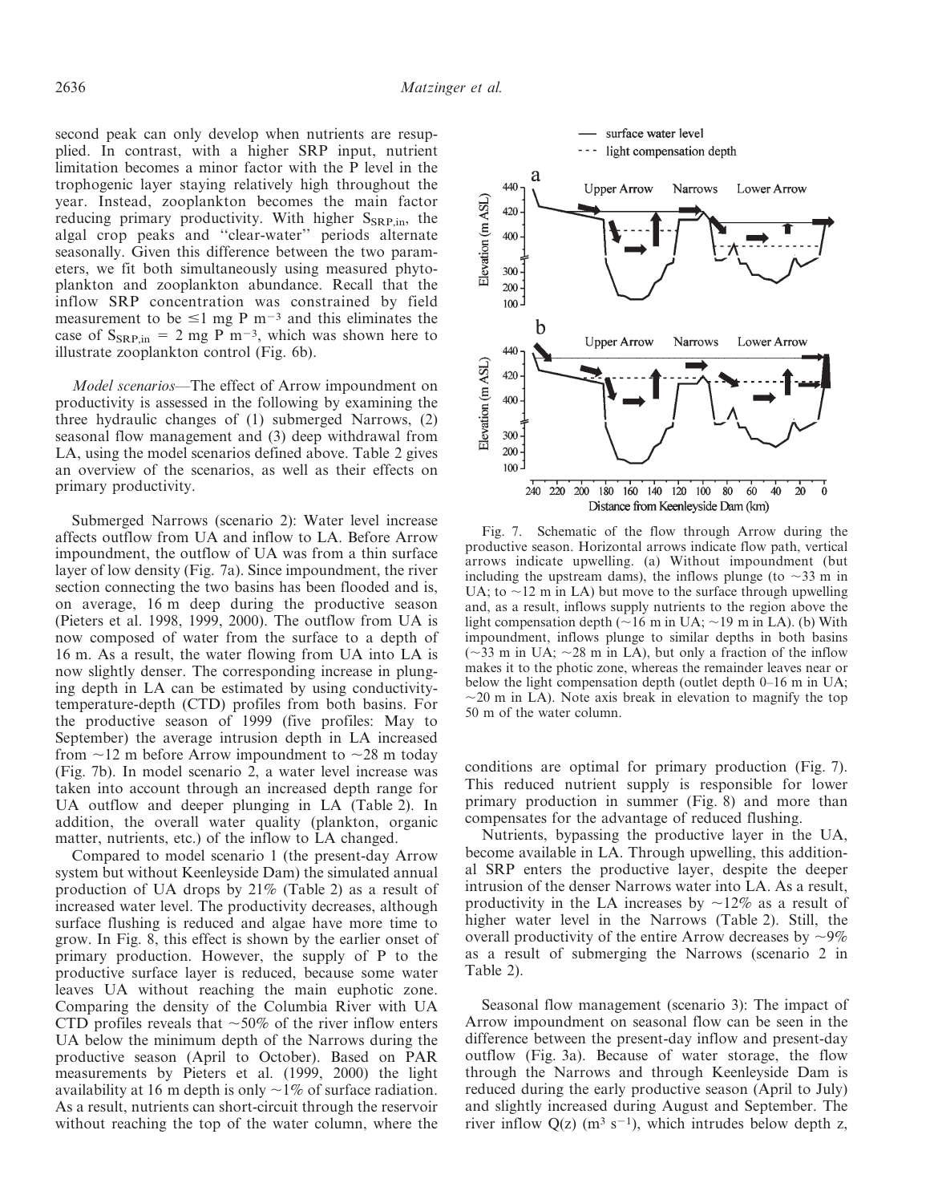second peak can only develop when nutrients are resupplied. In contrast, with a higher SRP input, nutrient limitation becomes a minor factor with the P level in the trophogenic layer staying relatively high throughout the year. Instead, zooplankton becomes the main factor reducing primary productivity. With higher $S_{SRP,in}$, the algal crop peaks and "clear-water" periods alternate seasonally. Given this difference between the two parameters, we fit both simultaneously using measured phytoplankton and zooplankton abundance. Recall that the inflow SRP concentration was constrained by field measurement to be $\leq 1$ mg P m$^{-3}$ and this eliminates the case of $S_{SRP,in}$ = 2 mg P m$^{-3}$, which was shown here to illustrate zooplankton control (Fig. 6b).

*Model scenarios*—The effect of Arrow impoundment on productivity is assessed in the following by examining the three hydraulic changes of (1) submerged Narrows, (2) seasonal flow management and (3) deep withdrawal from LA, using the model scenarios defined above. Table 2 gives an overview of the scenarios, as well as their effects on primary productivity.

Submerged Narrows (scenario 2): Water level increase affects outflow from UA and inflow to LA. Before Arrow impoundment, the outflow of UA was from a thin surface layer of low density (Fig. 7a). Since impoundment, the river section connecting the two basins has been flooded and is, on average, 16 m deep during the productive season (Pieters et al. 1998, 1999, 2000). The outflow from UA is now composed of water from the surface to a depth of 16 m. As a result, the water flowing from UA into LA is now slightly denser. The corresponding increase in plunging depth in LA can be estimated by using conductivity-temperature-depth (CTD) profiles from both basins. For the productive season of 1999 (five profiles: May to September) the average intrusion depth in LA increased from ~12 m before Arrow impoundment to ~28 m today (Fig. 7b). In model scenario 2, a water level increase was taken into account through an increased depth range for UA outflow and deeper plunging in LA (Table 2). In addition, the overall water quality (plankton, organic matter, nutrients, etc.) of the inflow to LA changed.

Compared to model scenario 1 (the present-day Arrow system but without Keenleyside Dam) the simulated annual production of UA drops by 21% (Table 2) as a result of increased water level. The productivity decreases, although surface flushing is reduced and algae have more time to grow. In Fig. 8, this effect is shown by the earlier onset of primary production. However, the supply of P to the productive surface layer is reduced, because some water leaves UA without reaching the main euphotic zone. Comparing the density of the Columbia River with UA CTD profiles reveals that ~50% of the river inflow enters UA below the minimum depth of the Narrows during the productive season (April to October). Based on PAR measurements by Pieters et al. (1999, 2000) the light availability at 16 m depth is only ~1% of surface radiation. As a result, nutrients can short-circuit through the reservoir without reaching the top of the water column, where the conditions are optimal for primary production (Fig. 7). This reduced nutrient supply is responsible for lower primary production in summer (Fig. 8) and more than compensates for the advantage of reduced flushing.

Fig. 7. Schematic of the flow through Arrow during the productive season. Horizontal arrows indicate flow path, vertical arrows indicate upwelling. (a) Without impoundment (but including the upstream dams), the inflows plunge (to ~33 m in UA; to ~12 m in LA) but move to the surface through upwelling and, as a result, inflows supply nutrients to the region above the light compensation depth (~16 m in UA; ~19 m in LA). (b) With impoundment, inflows plunge to similar depths in both basins (~33 m in UA; ~28 m in LA), but only a fraction of the inflow makes it to the photic zone, whereas the remainder leaves near or below the light compensation depth (outlet depth 0–16 m in UA; ~20 m in LA). Note axis break in elevation to magnify the top 50 m of the water column.

Nutrients, bypassing the productive layer in the UA, become available in LA. Through upwelling, this additional SRP enters the productive layer, despite the deeper intrusion of the denser Narrows water into LA. As a result, productivity in the LA increases by ~12% as a result of higher water level in the Narrows (Table 2). Still, the overall productivity of the entire Arrow decreases by ~9% as a result of submerging the Narrows (scenario 2 in Table 2).

Seasonal flow management (scenario 3): The impact of Arrow impoundment on seasonal flow can be seen in the difference between the present-day inflow and present-day outflow (Fig. 3a). Because of water storage, the flow through the Narrows and through Keenleyside Dam is reduced during the early productive season (April to July) and slightly increased during August and September. The river inflow $Q(z)$ (m$^3$ s$^{-1}$), which intrudes below depth $z$,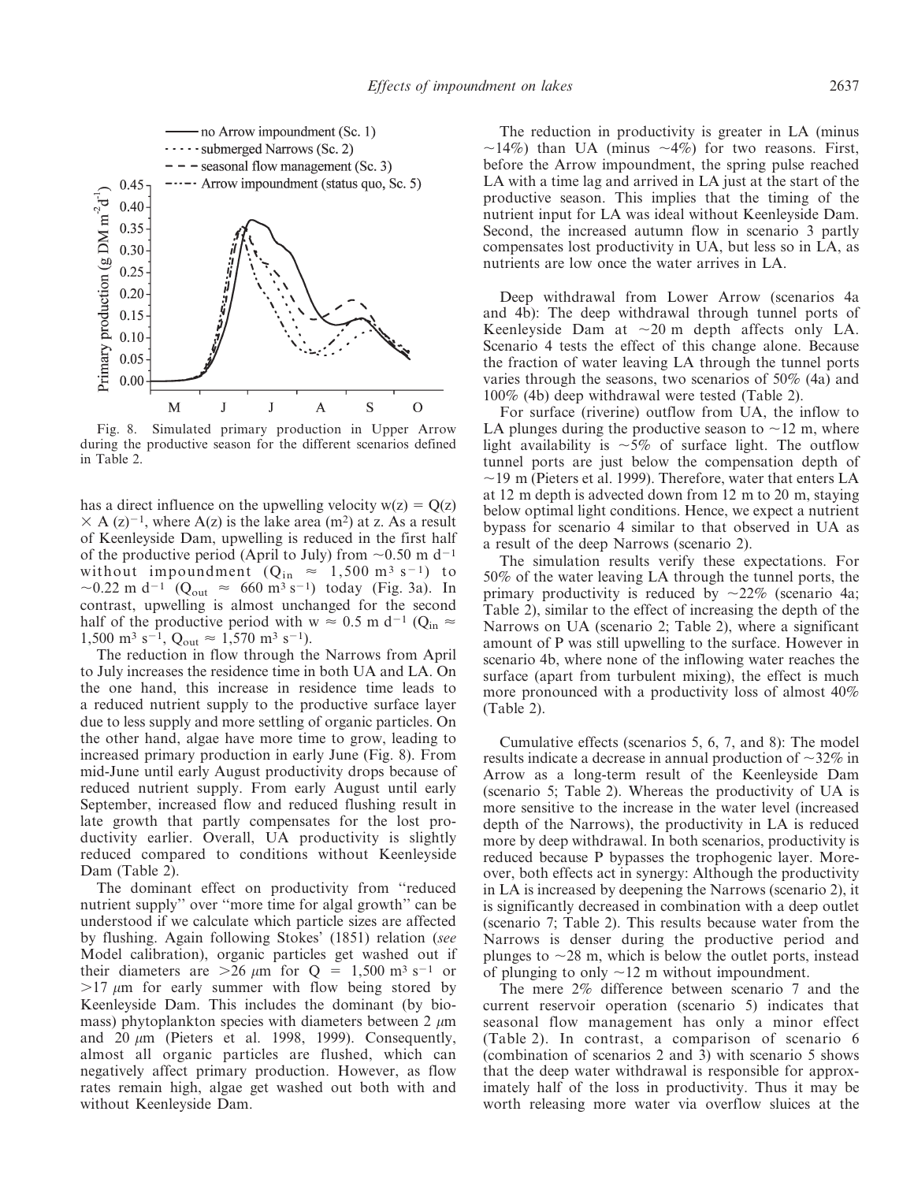Fig. 8. Simulated primary production in Upper Arrow during the productive season for the different scenarios defined in Table 2.

has a direct influence on the upwelling velocity $w(z) = Q(z) \times A(z)^{-1}$, where $A(z)$ is the lake area ($m^2$) at z. As a result of Keenleyside Dam, upwelling is reduced in the first half of the productive period (April to July) from $\sim$0.50 m $d^{-1}$ without impoundment ($Q_{in} \approx 1{,}500$ $m^3$ $s^{-1}$) to $\sim$0.22 m $d^{-1}$ ($Q_{out} \approx 660$ $m^3$ $s^{-1}$) today (Fig. 3a). In contrast, upwelling is almost unchanged for the second half of the productive period with $w \approx 0.5$ m $d^{-1}$ ($Q_{in} \approx 1{,}500$ $m^3$ $s^{-1}$, $Q_{out} \approx 1{,}570$ $m^3$ $s^{-1}$).

The reduction in flow through the Narrows from April to July increases the residence time in both UA and LA. On the one hand, this increase in residence time leads to a reduced nutrient supply to the productive surface layer due to less supply and more settling of organic particles. On the other hand, algae have more time to grow, leading to increased primary production in early June (Fig. 8). From mid-June until early August productivity drops because of reduced nutrient supply. From early August until early September, increased flow and reduced flushing result in late growth that partly compensates for the lost productivity earlier. Overall, UA productivity is slightly reduced compared to conditions without Keenleyside Dam (Table 2).

The dominant effect on productivity from "reduced nutrient supply" over "more time for algal growth" can be understood if we calculate which particle sizes are affected by flushing. Again following Stokes' (1851) relation (*see* Model calibration), organic particles get washed out if their diameters are $>$26 $\mu$m for Q = 1,500 $m^3$ $s^{-1}$ or $>$17 $\mu$m for early summer with flow being stored by Keenleyside Dam. This includes the dominant (by biomass) phytoplankton species with diameters between 2 $\mu$m and 20 $\mu$m (Pieters et al. 1998, 1999). Consequently, almost all organic particles are flushed, which can negatively affect primary production. However, as flow rates remain high, algae get washed out both with and without Keenleyside Dam.

The reduction in productivity is greater in LA (minus $\sim$14%) than UA (minus $\sim$4%) for two reasons. First, before the Arrow impoundment, the spring pulse reached LA with a time lag and arrived in LA just at the start of the productive season. This implies that the timing of the nutrient input for LA was ideal without Keenleyside Dam. Second, the increased autumn flow in scenario 3 partly compensates lost productivity in UA, but less so in LA, as nutrients are low once the water arrives in LA.

Deep withdrawal from Lower Arrow (scenarios 4a and 4b): The deep withdrawal through tunnel ports of Keenleyside Dam at $\sim$20 m depth affects only LA. Scenario 4 tests the effect of this change alone. Because the fraction of water leaving LA through the tunnel ports varies through the seasons, two scenarios of 50% (4a) and 100% (4b) deep withdrawal were tested (Table 2).

For surface (riverine) outflow from UA, the inflow to LA plunges during the productive season to $\sim$12 m, where light availability is $\sim$5% of surface light. The outflow tunnel ports are just below the compensation depth of $\sim$19 m (Pieters et al. 1999). Therefore, water that enters LA at 12 m depth is advected down from 12 m to 20 m, staying below optimal light conditions. Hence, we expect a nutrient bypass for scenario 4 similar to that observed in UA as a result of the deep Narrows (scenario 2).

The simulation results verify these expectations. For 50% of the water leaving LA through the tunnel ports, the primary productivity is reduced by $\sim$22% (scenario 4a; Table 2), similar to the effect of increasing the depth of the Narrows on UA (scenario 2; Table 2), where a significant amount of P was still upwelling to the surface. However in scenario 4b, where none of the inflowing water reaches the surface (apart from turbulent mixing), the effect is much more pronounced with a productivity loss of almost 40% (Table 2).

Cumulative effects (scenarios 5, 6, 7, and 8): The model results indicate a decrease in annual production of $\sim$32% in Arrow as a long-term result of the Keenleyside Dam (scenario 5; Table 2). Whereas the productivity of UA is more sensitive to the increase in the water level (increased depth of the Narrows), the productivity in LA is reduced more by deep withdrawal. In both scenarios, productivity is reduced because P bypasses the trophogenic layer. Moreover, both effects act in synergy: Although the productivity in LA is increased by deepening the Narrows (scenario 2), it is significantly decreased in combination with a deep outlet (scenario 7; Table 2). This results because water from the Narrows is denser during the productive period and plunges to $\sim$28 m, which is below the outlet ports, instead of plunging to only $\sim$12 m without impoundment.

The mere 2% difference between scenario 7 and the current reservoir operation (scenario 5) indicates that seasonal flow management has only a minor effect (Table 2). In contrast, a comparison of scenario 6 (combination of scenarios 2 and 3) with scenario 5 shows that the deep water withdrawal is responsible for approximately half of the loss in productivity. Thus it may be worth releasing more water via overflow sluices at the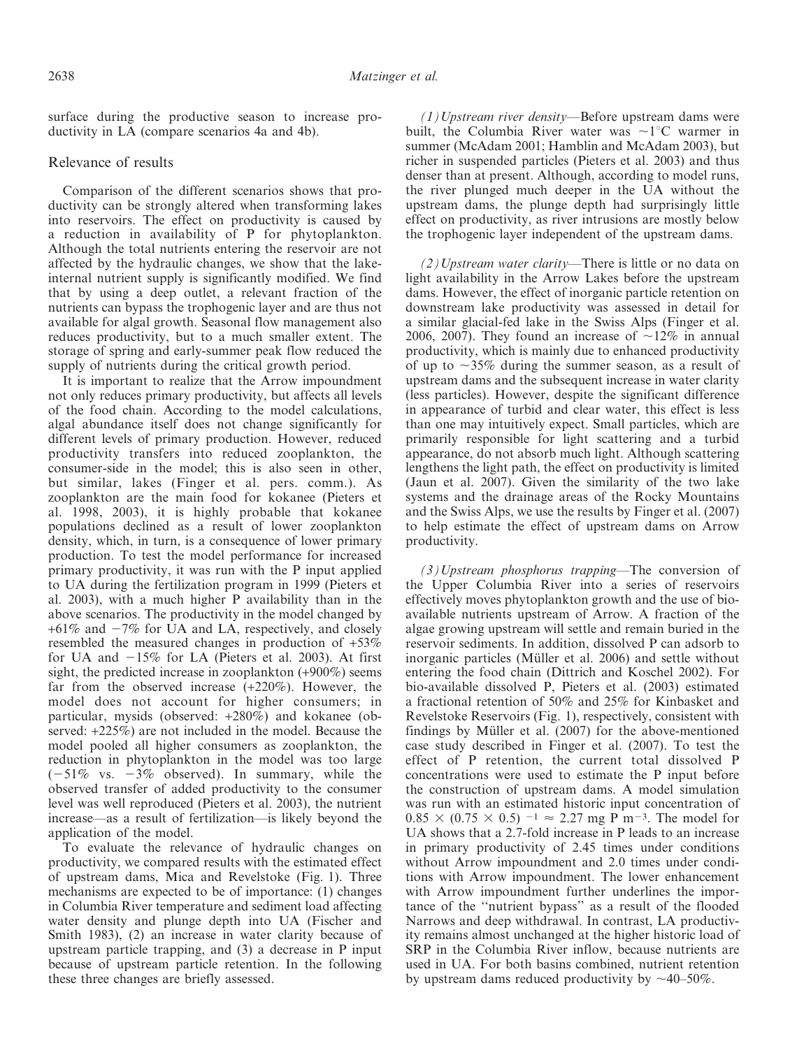surface during the productive season to increase productivity in LA (compare scenarios 4a and 4b).

## Relevance of results

Comparison of the different scenarios shows that productivity can be strongly altered when transforming lakes into reservoirs. The effect on productivity is caused by a reduction in availability of P for phytoplankton. Although the total nutrients entering the reservoir are not affected by the hydraulic changes, we show that the lake-internal nutrient supply is significantly modified. We find that by using a deep outlet, a relevant fraction of the nutrients can bypass the trophogenic layer and are thus not available for algal growth. Seasonal flow management also reduces productivity, but to a much smaller extent. The storage of spring and early-summer peak flow reduced the supply of nutrients during the critical growth period.

It is important to realize that the Arrow impoundment not only reduces primary productivity, but affects all levels of the food chain. According to the model calculations, algal abundance itself does not change significantly for different levels of primary production. However, reduced productivity transfers into reduced zooplankton, the consumer-side in the model; this is also seen in other, but similar, lakes (Finger et al. pers. comm.). As zooplankton are the main food for kokanee (Pieters et al. 1998, 2003), it is highly probable that kokanee populations declined as a result of lower zooplankton density, which, in turn, is a consequence of lower primary production. To test the model performance for increased primary productivity, it was run with the P input applied to UA during the fertilization program in 1999 (Pieters et al. 2003), with a much higher P availability than in the above scenarios. The productivity in the model changed by +61% and −7% for UA and LA, respectively, and closely resembled the measured changes in production of +53% for UA and −15% for LA (Pieters et al. 2003). At first sight, the predicted increase in zooplankton (+900%) seems far from the observed increase (+220%). However, the model does not account for higher consumers; in particular, mysids (observed: +280%) and kokanee (observed: +225%) are not included in the model. Because the model pooled all higher consumers as zooplankton, the reduction in phytoplankton in the model was too large (−51% vs. −3% observed). In summary, while the observed transfer of added productivity to the consumer level was well reproduced (Pieters et al. 2003), the nutrient increase—as a result of fertilization—is likely beyond the application of the model.

To evaluate the relevance of hydraulic changes on productivity, we compared results with the estimated effect of upstream dams, Mica and Revelstoke (Fig. 1). Three mechanisms are expected to be of importance: (1) changes in Columbia River temperature and sediment load affecting water density and plunge depth into UA (Fischer and Smith 1983), (2) an increase in water clarity because of upstream particle trapping, and (3) a decrease in P input because of upstream particle retention. In the following these three changes are briefly assessed.

*(1) Upstream river density*—Before upstream dams were built, the Columbia River water was ~1°C warmer in summer (McAdam 2001; Hamblin and McAdam 2003), but richer in suspended particles (Pieters et al. 2003) and thus denser than at present. Although, according to model runs, the river plunged much deeper in the UA without the upstream dams, the plunge depth had surprisingly little effect on productivity, as river intrusions are mostly below the trophogenic layer independent of the upstream dams.

*(2) Upstream water clarity*—There is little or no data on light availability in the Arrow Lakes before the upstream dams. However, the effect of inorganic particle retention on downstream lake productivity was assessed in detail for a similar glacial-fed lake in the Swiss Alps (Finger et al. 2006, 2007). They found an increase of ~12% in annual productivity, which is mainly due to enhanced productivity of up to ~35% during the summer season, as a result of upstream dams and the subsequent increase in water clarity (less particles). However, despite the significant difference in appearance of turbid and clear water, this effect is less than one may intuitively expect. Small particles, which are primarily responsible for light scattering and a turbid appearance, do not absorb much light. Although scattering lengthens the light path, the effect on productivity is limited (Jaun et al. 2007). Given the similarity of the two lake systems and the drainage areas of the Rocky Mountains and the Swiss Alps, we use the results by Finger et al. (2007) to help estimate the effect of upstream dams on Arrow productivity.

*(3) Upstream phosphorus trapping*—The conversion of the Upper Columbia River into a series of reservoirs effectively moves phytoplankton growth and the use of bio-available nutrients upstream of Arrow. A fraction of the algae growing upstream will settle and remain buried in the reservoir sediments. In addition, dissolved P can adsorb to inorganic particles (Müller et al. 2006) and settle without entering the food chain (Dittrich and Koschel 2002). For bio-available dissolved P, Pieters et al. (2003) estimated a fractional retention of 50% and 25% for Kinbasket and Revelstoke Reservoirs (Fig. 1), respectively, consistent with findings by Müller et al. (2007) for the above-mentioned case study described in Finger et al. (2007). To test the effect of P retention, the current total dissolved P concentrations were used to estimate the P input before the construction of upstream dams. A model simulation was run with an estimated historic input concentration of $0.85 \times (0.75 \times 0.5)^{-1} \approx 2.27$ mg P m$^{-3}$. The model for UA shows that a 2.7-fold increase in P leads to an increase in primary productivity of 2.45 times under conditions without Arrow impoundment and 2.0 times under conditions with Arrow impoundment. The lower enhancement with Arrow impoundment further underlines the importance of the "nutrient bypass" as a result of the flooded Narrows and deep withdrawal. In contrast, LA productivity remains almost unchanged at the higher historic load of SRP in the Columbia River inflow, because nutrients are used in UA. For both basins combined, nutrient retention by upstream dams reduced productivity by ~40–50%.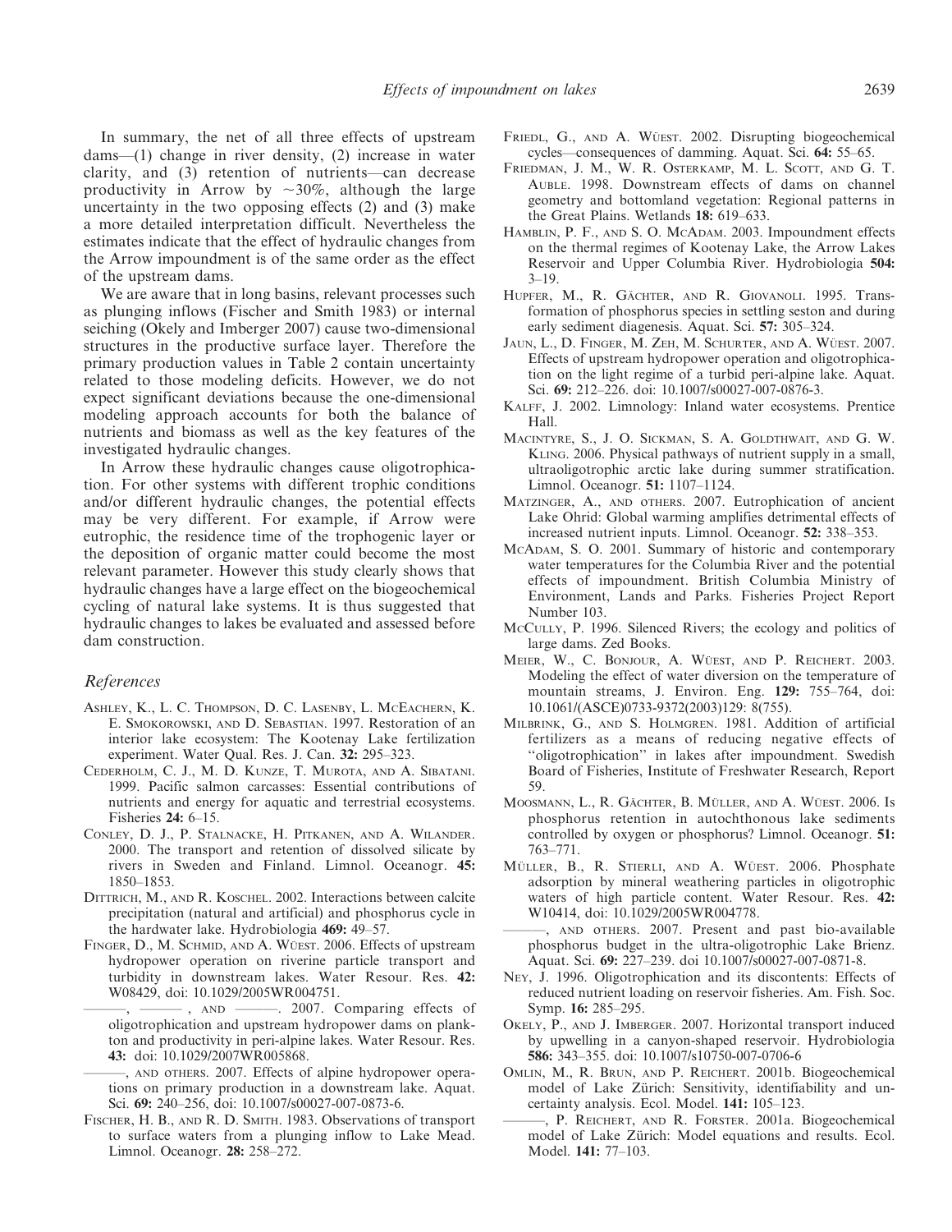In summary, the net of all three effects of upstream dams—(1) change in river density, (2) increase in water clarity, and (3) retention of nutrients—can decrease productivity in Arrow by ~30%, although the large uncertainty in the two opposing effects (2) and (3) make a more detailed interpretation difficult. Nevertheless the estimates indicate that the effect of hydraulic changes from the Arrow impoundment is of the same order as the effect of the upstream dams.

We are aware that in long basins, relevant processes such as plunging inflows (Fischer and Smith 1983) or internal seiching (Okely and Imberger 2007) cause two-dimensional structures in the productive surface layer. Therefore the primary production values in Table 2 contain uncertainty related to those modeling deficits. However, we do not expect significant deviations because the one-dimensional modeling approach accounts for both the balance of nutrients and biomass as well as the key features of the investigated hydraulic changes.

In Arrow these hydraulic changes cause oligotrophication. For other systems with different trophic conditions and/or different hydraulic changes, the potential effects may be very different. For example, if Arrow were eutrophic, the residence time of the trophogenic layer or the deposition of organic matter could become the most relevant parameter. However this study clearly shows that hydraulic changes have a large effect on the biogeochemical cycling of natural lake systems. It is thus suggested that hydraulic changes to lakes be evaluated and assessed before dam construction.

## References

Ashley, K., L. C. Thompson, D. C. Lasenby, L. McEachern, K. E. Smokorowski, and D. Sebastian. 1997. Restoration of an interior lake ecosystem: The Kootenay Lake fertilization experiment. Water Qual. Res. J. Can. **32:** 295–323.

Cederholm, C. J., M. D. Kunze, T. Murota, and A. Sibatani. 1999. Pacific salmon carcasses: Essential contributions of nutrients and energy for aquatic and terrestrial ecosystems. Fisheries **24:** 6–15.

Conley, D. J., P. Stalnacke, H. Pitkanen, and A. Wilander. 2000. The transport and retention of dissolved silicate by rivers in Sweden and Finland. Limnol. Oceanogr. **45:** 1850–1853.

Dittrich, M., and R. Koschel. 2002. Interactions between calcite precipitation (natural and artificial) and phosphorus cycle in the hardwater lake. Hydrobiologia **469:** 49–57.

Finger, D., M. Schmid, and A. Wüest. 2006. Effects of upstream hydropower operation on riverine particle transport and turbidity in downstream lakes. Water Resour. Res. **42:** W08429, doi: 10.1029/2005WR004751.

———, ———, and ———. 2007. Comparing effects of oligotrophication and upstream hydropower dams on plankton and productivity in peri-alpine lakes. Water Resour. Res. **43:** doi: 10.1029/2007WR005868.

———, and others. 2007. Effects of alpine hydropower operations on primary production in a downstream lake. Aquat. Sci. **69:** 240–256, doi: 10.1007/s00027-007-0873-6.

Fischer, H. B., and R. D. Smith. 1983. Observations of transport to surface waters from a plunging inflow to Lake Mead. Limnol. Oceanogr. **28:** 258–272.

Friedl, G., and A. Wüest. 2002. Disrupting biogeochemical cycles—consequences of damming. Aquat. Sci. **64:** 55–65.

Friedman, J. M., W. R. Osterkamp, M. L. Scott, and G. T. Auble. 1998. Downstream effects of dams on channel geometry and bottomland vegetation: Regional patterns in the Great Plains. Wetlands **18:** 619–633.

Hamblin, P. F., and S. O. McAdam. 2003. Impoundment effects on the thermal regimes of Kootenay Lake, the Arrow Lakes Reservoir and Upper Columbia River. Hydrobiologia **504:** 3–19.

Hupfer, M., R. Gächter, and R. Giovanoli. 1995. Transformation of phosphorus species in settling seston and during early sediment diagenesis. Aquat. Sci. **57:** 305–324.

Jaun, L., D. Finger, M. Zeh, M. Schurter, and A. Wüest. 2007. Effects of upstream hydropower operation and oligotrophication on the light regime of a turbid peri-alpine lake. Aquat. Sci. **69:** 212–226. doi: 10.1007/s00027-007-0876-3.

Kalff, J. 2002. Limnology: Inland water ecosystems. Prentice Hall.

MacIntyre, S., J. O. Sickman, S. A. Goldthwait, and G. W. Kling. 2006. Physical pathways of nutrient supply in a small, ultraoligotrophic arctic lake during summer stratification. Limnol. Oceanogr. **51:** 1107–1124.

Matzinger, A., and others. 2007. Eutrophication of ancient Lake Ohrid: Global warming amplifies detrimental effects of increased nutrient inputs. Limnol. Oceanogr. **52:** 338–353.

McAdam, S. O. 2001. Summary of historic and contemporary water temperatures for the Columbia River and the potential effects of impoundment. British Columbia Ministry of Environment, Lands and Parks. Fisheries Project Report Number 103.

McCully, P. 1996. Silenced Rivers; the ecology and politics of large dams. Zed Books.

Meier, W., C. Bonjour, A. Wüest, and P. Reichert. 2003. Modeling the effect of water diversion on the temperature of mountain streams, J. Environ. Eng. **129:** 755–764, doi: 10.1061/(ASCE)0733-9372(2003)129: 8(755).

Milbrink, G., and S. Holmgren. 1981. Addition of artificial fertilizers as a means of reducing negative effects of "oligotrophication" in lakes after impoundment. Swedish Board of Fisheries, Institute of Freshwater Research, Report 59.

Moosmann, L., R. Gächter, B. Müller, and A. Wüest. 2006. Is phosphorus retention in autochthonous lake sediments controlled by oxygen or phosphorus? Limnol. Oceanogr. **51:** 763–771.

Müller, B., R. Stierli, and A. Wüest. 2006. Phosphate adsorption by mineral weathering particles in oligotrophic waters of high particle content. Water Resour. Res. **42:** W10414, doi: 10.1029/2005WR004778.

———, and others. 2007. Present and past bio-available phosphorus budget in the ultra-oligotrophic Lake Brienz. Aquat. Sci. **69:** 227–239. doi 10.1007/s00027-007-0871-8.

Ney, J. 1996. Oligotrophication and its discontents: Effects of reduced nutrient loading on reservoir fisheries. Am. Fish. Soc. Symp. **16:** 285–295.

Okely, P., and J. Imberger. 2007. Horizontal transport induced by upwelling in a canyon-shaped reservoir. Hydrobiologia **586:** 343–355. doi: 10.1007/s10750-007-0706-6

Omlin, M., R. Brun, and P. Reichert. 2001b. Biogeochemical model of Lake Zürich: Sensitivity, identifiability and uncertainty analysis. Ecol. Model. **141:** 105–123.

———, P. Reichert, and R. Forster. 2001a. Biogeochemical model of Lake Zürich: Model equations and results. Ecol. Model. **141:** 77–103.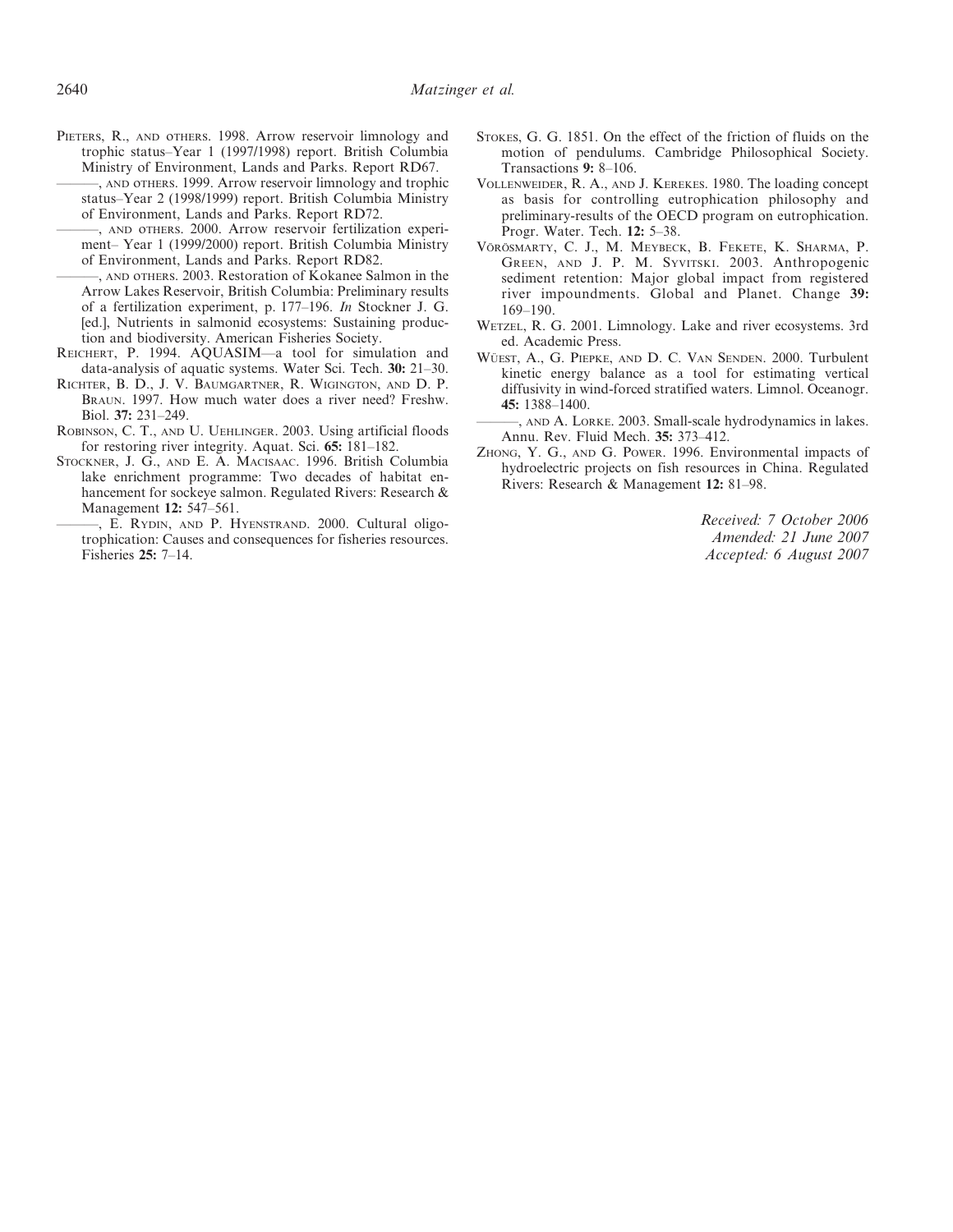Pieters, R., and others. 1998. Arrow reservoir limnology and trophic status–Year 1 (1997/1998) report. British Columbia Ministry of Environment, Lands and Parks. Report RD67.

———, and others. 1999. Arrow reservoir limnology and trophic status–Year 2 (1998/1999) report. British Columbia Ministry of Environment, Lands and Parks. Report RD72.

———, and others. 2000. Arrow reservoir fertilization experiment– Year 1 (1999/2000) report. British Columbia Ministry of Environment, Lands and Parks. Report RD82.

———, and others. 2003. Restoration of Kokanee Salmon in the Arrow Lakes Reservoir, British Columbia: Preliminary results of a fertilization experiment, p. 177–196. *In* Stockner J. G. [ed.], Nutrients in salmonid ecosystems: Sustaining production and biodiversity. American Fisheries Society.

Reichert, P. 1994. AQUASIM—a tool for simulation and data-analysis of aquatic systems. Water Sci. Tech. **30:** 21–30.

Richter, B. D., J. V. Baumgartner, R. Wigington, and D. P. Braun. 1997. How much water does a river need? Freshw. Biol. **37:** 231–249.

Robinson, C. T., and U. Uehlinger. 2003. Using artificial floods for restoring river integrity. Aquat. Sci. **65:** 181–182.

Stockner, J. G., and E. A. Macisaac. 1996. British Columbia lake enrichment programme: Two decades of habitat enhancement for sockeye salmon. Regulated Rivers: Research & Management **12:** 547–561.

———, E. Rydin, and P. Hyenstrand. 2000. Cultural oligotrophication: Causes and consequences for fisheries resources. Fisheries **25:** 7–14.

Stokes, G. G. 1851. On the effect of the friction of fluids on the motion of pendulums. Cambridge Philosophical Society. Transactions **9:** 8–106.

Vollenweider, R. A., and J. Kerekes. 1980. The loading concept as basis for controlling eutrophication philosophy and preliminary-results of the OECD program on eutrophication. Progr. Water. Tech. **12:** 5–38.

Vörösmarty, C. J., M. Meybeck, B. Fekete, K. Sharma, P. Green, and J. P. M. Syvitski. 2003. Anthropogenic sediment retention: Major global impact from registered river impoundments. Global and Planet. Change **39:** 169–190.

Wetzel, R. G. 2001. Limnology. Lake and river ecosystems. 3rd ed. Academic Press.

Wüest, A., G. Piepke, and D. C. Van Senden. 2000. Turbulent kinetic energy balance as a tool for estimating vertical diffusivity in wind-forced stratified waters. Limnol. Oceanogr. **45:** 1388–1400.

———, and A. Lorke. 2003. Small-scale hydrodynamics in lakes. Annu. Rev. Fluid Mech. **35:** 373–412.

Zhong, Y. G., and G. Power. 1996. Environmental impacts of hydroelectric projects on fish resources in China. Regulated Rivers: Research & Management **12:** 81–98.

*Received: 7 October 2006*
*Amended: 21 June 2007*
*Accepted: 6 August 2007*